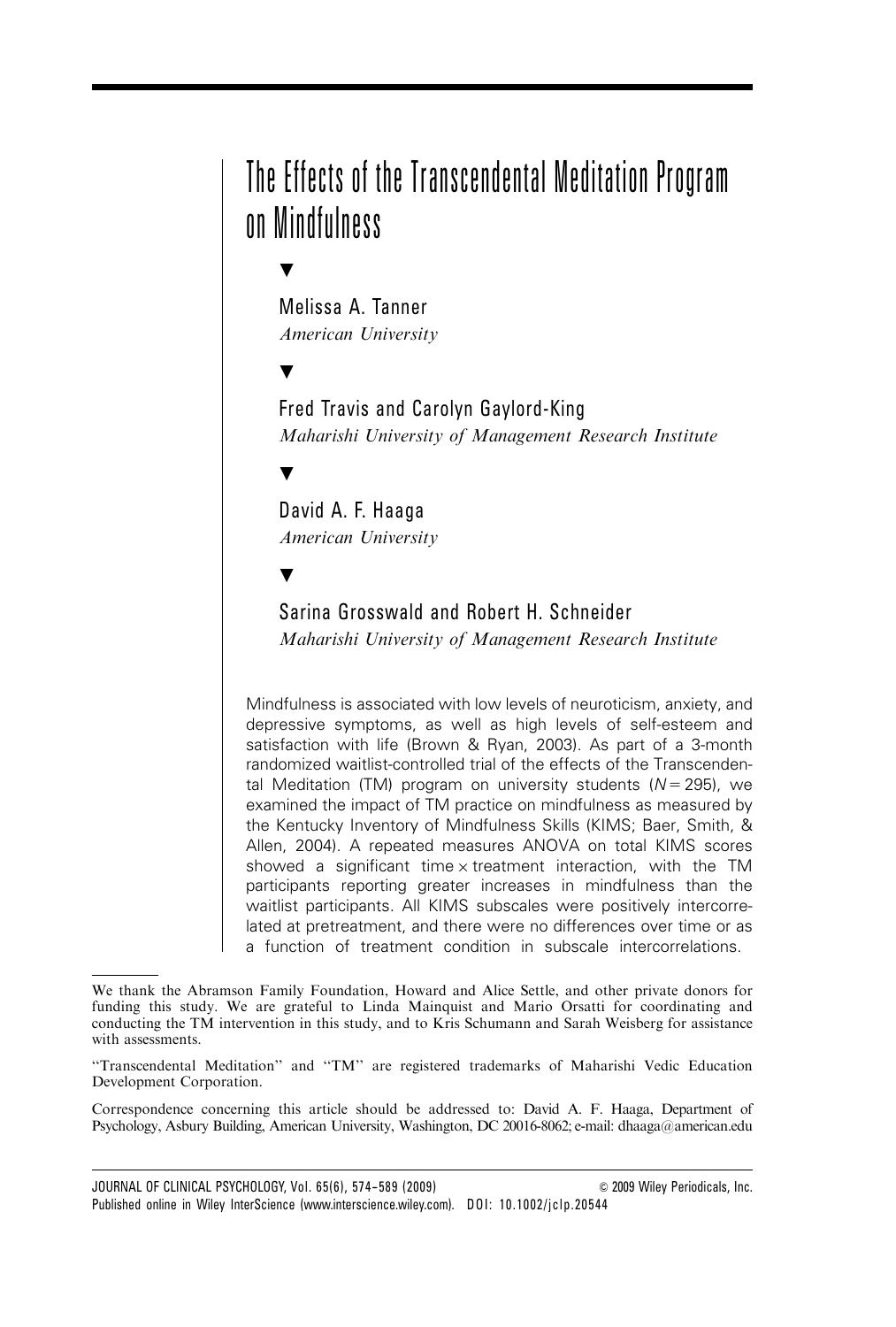# The Effects of the Transcendental Meditation Program on Mindfulness

Melissa A. Tanner
*American University*

Fred Travis and Carolyn Gaylord-King
*Maharishi University of Management Research Institute*

David A. F. Haaga
*American University*

Sarina Grosswald and Robert H. Schneider
*Maharishi University of Management Research Institute*

Mindfulness is associated with low levels of neuroticism, anxiety, and depressive symptoms, as well as high levels of self-esteem and satisfaction with life (Brown & Ryan, 2003). As part of a 3-month randomized waitlist-controlled trial of the effects of the Transcendental Meditation (TM) program on university students ($N = 295$), we examined the impact of TM practice on mindfulness as measured by the Kentucky Inventory of Mindfulness Skills (KIMS; Baer, Smith, & Allen, 2004). A repeated measures ANOVA on total KIMS scores showed a significant time $\times$ treatment interaction, with the TM participants reporting greater increases in mindfulness than the waitlist participants. All KIMS subscales were positively intercorrelated at pretreatment, and there were no differences over time or as a function of treatment condition in subscale intercorrelations.

---

We thank the Abramson Family Foundation, Howard and Alice Settle, and other private donors for funding this study. We are grateful to Linda Mainquist and Mario Orsatti for coordinating and conducting the TM intervention in this study, and to Kris Schumann and Sarah Weisberg for assistance with assessments.

"Transcendental Meditation" and "TM" are registered trademarks of Maharishi Vedic Education Development Corporation.

Correspondence concerning this article should be addressed to: David A. F. Haaga, Department of Psychology, Asbury Building, American University, Washington, DC 20016-8062; e-mail: dhaaga@american.edu

JOURNAL OF CLINICAL PSYCHOLOGY, Vol. 65(6), 574–589 (2009) © 2009 Wiley Periodicals, Inc.
Published online in Wiley InterScience (www.interscience.wiley.com). DOI: 10.1002/jclp.20544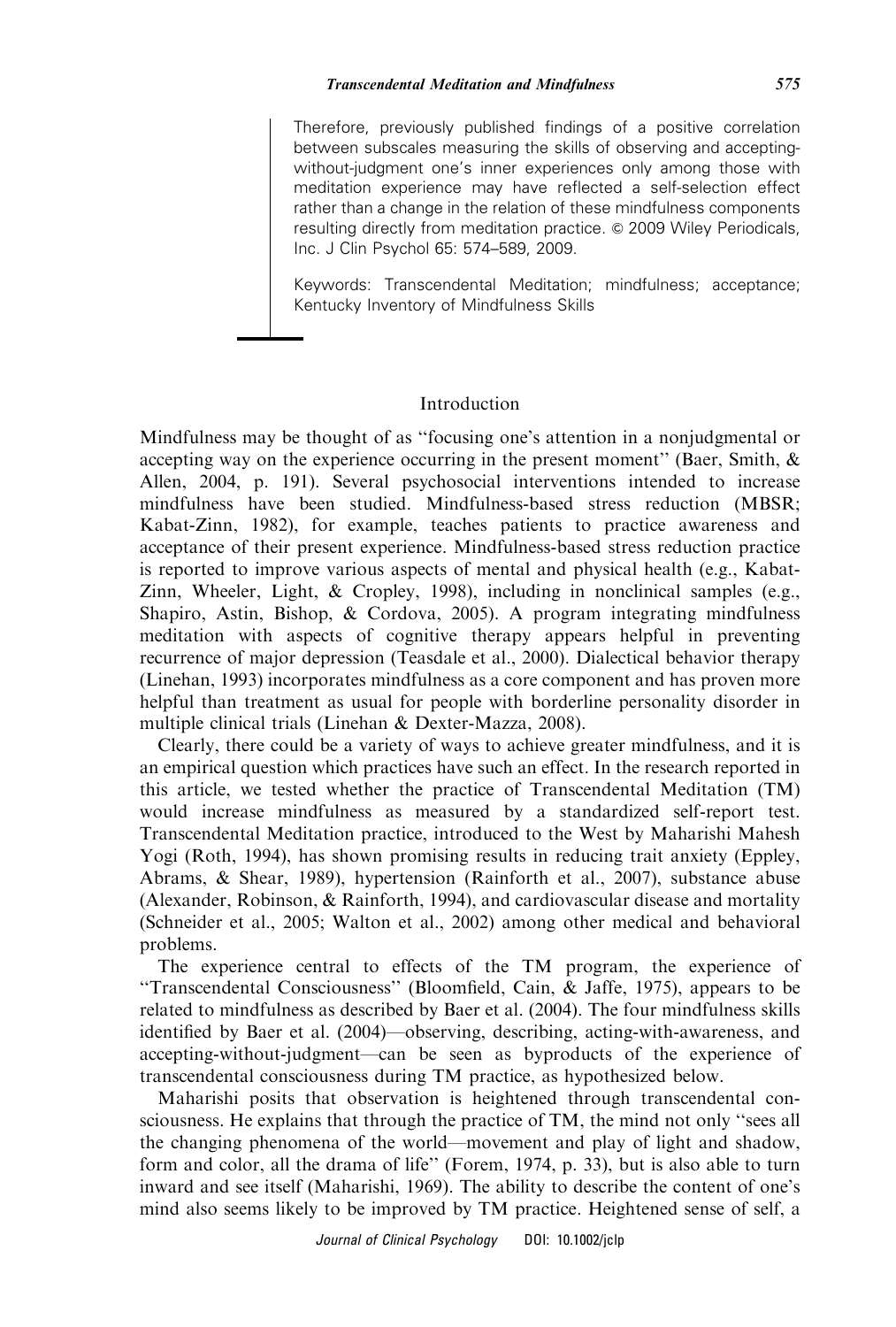Therefore, previously published findings of a positive correlation between subscales measuring the skills of observing and accepting-without-judgment one's inner experiences only among those with meditation experience may have reflected a self-selection effect rather than a change in the relation of these mindfulness components resulting directly from meditation practice. © 2009 Wiley Periodicals, Inc. J Clin Psychol 65: 574–589, 2009.

Keywords: Transcendental Meditation; mindfulness; acceptance; Kentucky Inventory of Mindfulness Skills

## Introduction

Mindfulness may be thought of as "focusing one's attention in a nonjudgmental or accepting way on the experience occurring in the present moment" (Baer, Smith, & Allen, 2004, p. 191). Several psychosocial interventions intended to increase mindfulness have been studied. Mindfulness-based stress reduction (MBSR; Kabat-Zinn, 1982), for example, teaches patients to practice awareness and acceptance of their present experience. Mindfulness-based stress reduction practice is reported to improve various aspects of mental and physical health (e.g., Kabat-Zinn, Wheeler, Light, & Cropley, 1998), including in nonclinical samples (e.g., Shapiro, Astin, Bishop, & Cordova, 2005). A program integrating mindfulness meditation with aspects of cognitive therapy appears helpful in preventing recurrence of major depression (Teasdale et al., 2000). Dialectical behavior therapy (Linehan, 1993) incorporates mindfulness as a core component and has proven more helpful than treatment as usual for people with borderline personality disorder in multiple clinical trials (Linehan & Dexter-Mazza, 2008).

Clearly, there could be a variety of ways to achieve greater mindfulness, and it is an empirical question which practices have such an effect. In the research reported in this article, we tested whether the practice of Transcendental Meditation (TM) would increase mindfulness as measured by a standardized self-report test. Transcendental Meditation practice, introduced to the West by Maharishi Mahesh Yogi (Roth, 1994), has shown promising results in reducing trait anxiety (Eppley, Abrams, & Shear, 1989), hypertension (Rainforth et al., 2007), substance abuse (Alexander, Robinson, & Rainforth, 1994), and cardiovascular disease and mortality (Schneider et al., 2005; Walton et al., 2002) among other medical and behavioral problems.

The experience central to effects of the TM program, the experience of "Transcendental Consciousness" (Bloomfield, Cain, & Jaffe, 1975), appears to be related to mindfulness as described by Baer et al. (2004). The four mindfulness skills identified by Baer et al. (2004)—observing, describing, acting-with-awareness, and accepting-without-judgment—can be seen as byproducts of the experience of transcendental consciousness during TM practice, as hypothesized below.

Maharishi posits that observation is heightened through transcendental consciousness. He explains that through the practice of TM, the mind not only "sees all the changing phenomena of the world—movement and play of light and shadow, form and color, all the drama of life" (Forem, 1974, p. 33), but is also able to turn inward and see itself (Maharishi, 1969). The ability to describe the content of one's mind also seems likely to be improved by TM practice. Heightened sense of self, a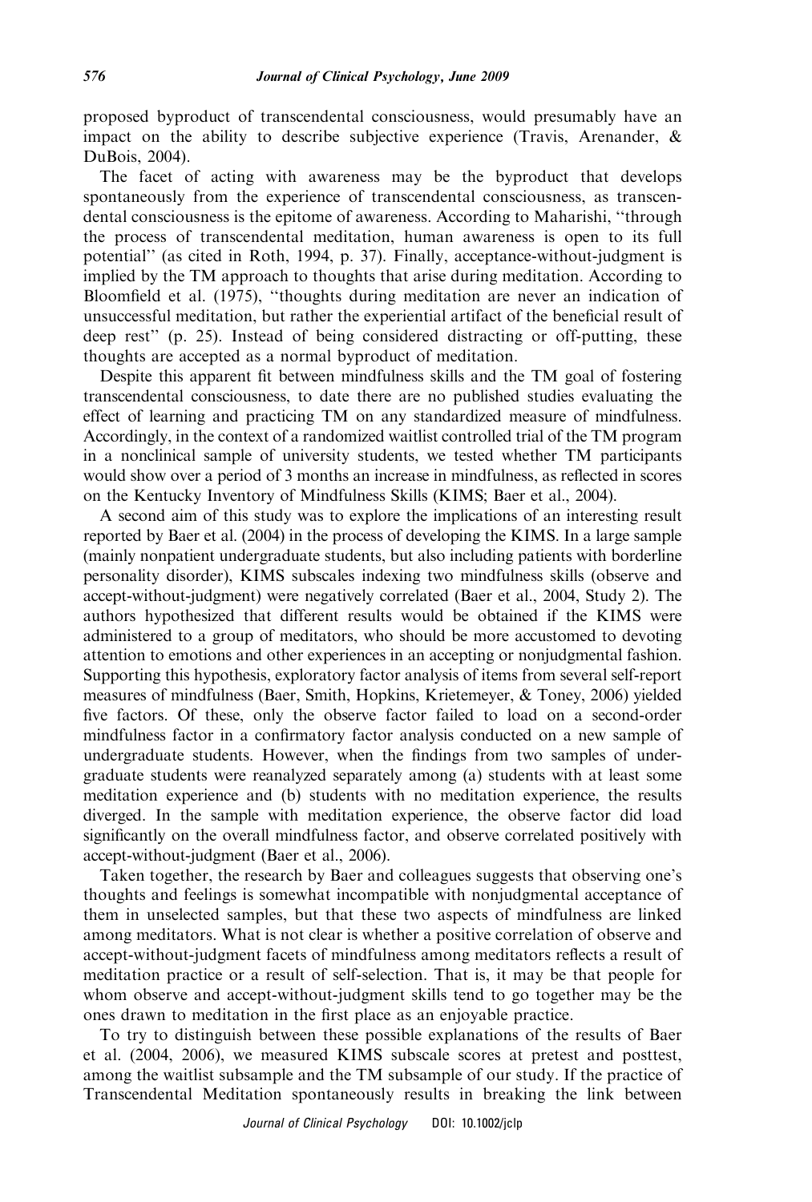proposed byproduct of transcendental consciousness, would presumably have an impact on the ability to describe subjective experience (Travis, Arenander, & DuBois, 2004).

The facet of acting with awareness may be the byproduct that develops spontaneously from the experience of transcendental consciousness, as transcendental consciousness is the epitome of awareness. According to Maharishi, "through the process of transcendental meditation, human awareness is open to its full potential" (as cited in Roth, 1994, p. 37). Finally, acceptance-without-judgment is implied by the TM approach to thoughts that arise during meditation. According to Bloomfield et al. (1975), "thoughts during meditation are never an indication of unsuccessful meditation, but rather the experiential artifact of the beneficial result of deep rest" (p. 25). Instead of being considered distracting or off-putting, these thoughts are accepted as a normal byproduct of meditation.

Despite this apparent fit between mindfulness skills and the TM goal of fostering transcendental consciousness, to date there are no published studies evaluating the effect of learning and practicing TM on any standardized measure of mindfulness. Accordingly, in the context of a randomized waitlist controlled trial of the TM program in a nonclinical sample of university students, we tested whether TM participants would show over a period of 3 months an increase in mindfulness, as reflected in scores on the Kentucky Inventory of Mindfulness Skills (KIMS; Baer et al., 2004).

A second aim of this study was to explore the implications of an interesting result reported by Baer et al. (2004) in the process of developing the KIMS. In a large sample (mainly nonpatient undergraduate students, but also including patients with borderline personality disorder), KIMS subscales indexing two mindfulness skills (observe and accept-without-judgment) were negatively correlated (Baer et al., 2004, Study 2). The authors hypothesized that different results would be obtained if the KIMS were administered to a group of meditators, who should be more accustomed to devoting attention to emotions and other experiences in an accepting or nonjudgmental fashion. Supporting this hypothesis, exploratory factor analysis of items from several self-report measures of mindfulness (Baer, Smith, Hopkins, Krietemeyer, & Toney, 2006) yielded five factors. Of these, only the observe factor failed to load on a second-order mindfulness factor in a confirmatory factor analysis conducted on a new sample of undergraduate students. However, when the findings from two samples of undergraduate students were reanalyzed separately among (a) students with at least some meditation experience and (b) students with no meditation experience, the results diverged. In the sample with meditation experience, the observe factor did load significantly on the overall mindfulness factor, and observe correlated positively with accept-without-judgment (Baer et al., 2006).

Taken together, the research by Baer and colleagues suggests that observing one's thoughts and feelings is somewhat incompatible with nonjudgmental acceptance of them in unselected samples, but that these two aspects of mindfulness are linked among meditators. What is not clear is whether a positive correlation of observe and accept-without-judgment facets of mindfulness among meditators reflects a result of meditation practice or a result of self-selection. That is, it may be that people for whom observe and accept-without-judgment skills tend to go together may be the ones drawn to meditation in the first place as an enjoyable practice.

To try to distinguish between these possible explanations of the results of Baer et al. (2004, 2006), we measured KIMS subscale scores at pretest and posttest, among the waitlist subsample and the TM subsample of our study. If the practice of Transcendental Meditation spontaneously results in breaking the link between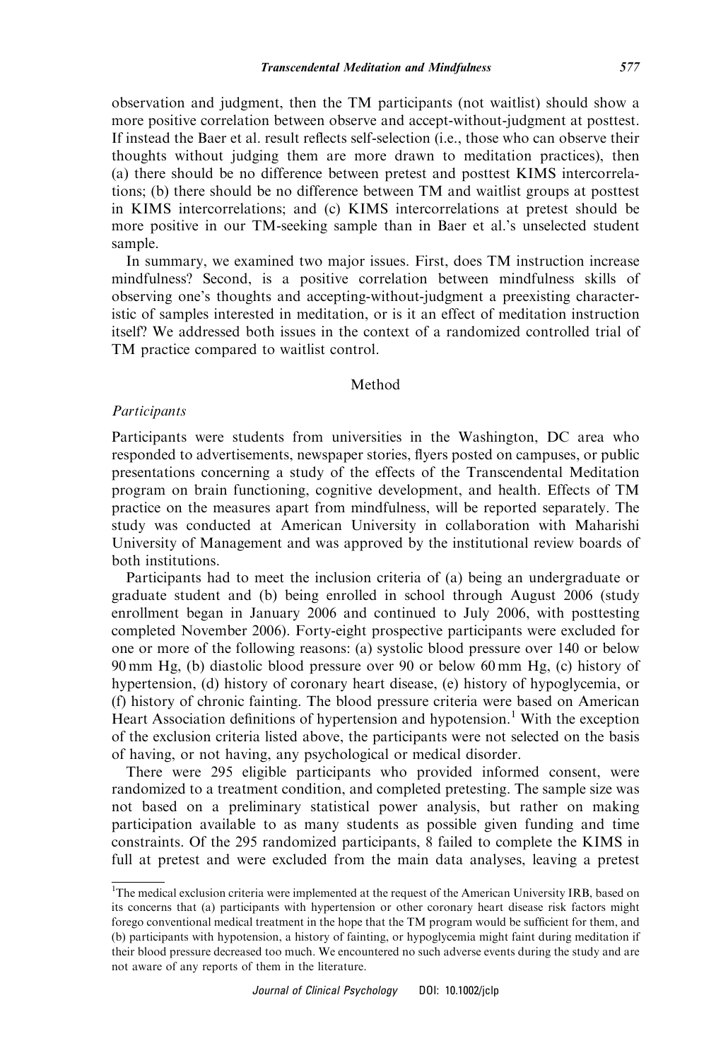observation and judgment, then the TM participants (not waitlist) should show a more positive correlation between observe and accept-without-judgment at posttest. If instead the Baer et al. result reflects self-selection (i.e., those who can observe their thoughts without judging them are more drawn to meditation practices), then (a) there should be no difference between pretest and posttest KIMS intercorrelations; (b) there should be no difference between TM and waitlist groups at posttest in KIMS intercorrelations; and (c) KIMS intercorrelations at pretest should be more positive in our TM-seeking sample than in Baer et al.'s unselected student sample.

In summary, we examined two major issues. First, does TM instruction increase mindfulness? Second, is a positive correlation between mindfulness skills of observing one's thoughts and accepting-without-judgment a preexisting characteristic of samples interested in meditation, or is it an effect of meditation instruction itself? We addressed both issues in the context of a randomized controlled trial of TM practice compared to waitlist control.

## Method

### *Participants*

Participants were students from universities in the Washington, DC area who responded to advertisements, newspaper stories, flyers posted on campuses, or public presentations concerning a study of the effects of the Transcendental Meditation program on brain functioning, cognitive development, and health. Effects of TM practice on the measures apart from mindfulness, will be reported separately. The study was conducted at American University in collaboration with Maharishi University of Management and was approved by the institutional review boards of both institutions.

Participants had to meet the inclusion criteria of (a) being an undergraduate or graduate student and (b) being enrolled in school through August 2006 (study enrollment began in January 2006 and continued to July 2006, with posttesting completed November 2006). Forty-eight prospective participants were excluded for one or more of the following reasons: (a) systolic blood pressure over 140 or below 90 mm Hg, (b) diastolic blood pressure over 90 or below 60 mm Hg, (c) history of hypertension, (d) history of coronary heart disease, (e) history of hypoglycemia, or (f) history of chronic fainting. The blood pressure criteria were based on American Heart Association definitions of hypertension and hypotension.[1] With the exception of the exclusion criteria listed above, the participants were not selected on the basis of having, or not having, any psychological or medical disorder.

There were 295 eligible participants who provided informed consent, were randomized to a treatment condition, and completed pretesting. The sample size was not based on a preliminary statistical power analysis, but rather on making participation available to as many students as possible given funding and time constraints. Of the 295 randomized participants, 8 failed to complete the KIMS in full at pretest and were excluded from the main data analyses, leaving a pretest

[1]The medical exclusion criteria were implemented at the request of the American University IRB, based on its concerns that (a) participants with hypertension or other coronary heart disease risk factors might forego conventional medical treatment in the hope that the TM program would be sufficient for them, and (b) participants with hypotension, a history of fainting, or hypoglycemia might faint during meditation if their blood pressure decreased too much. We encountered no such adverse events during the study and are not aware of any reports of them in the literature.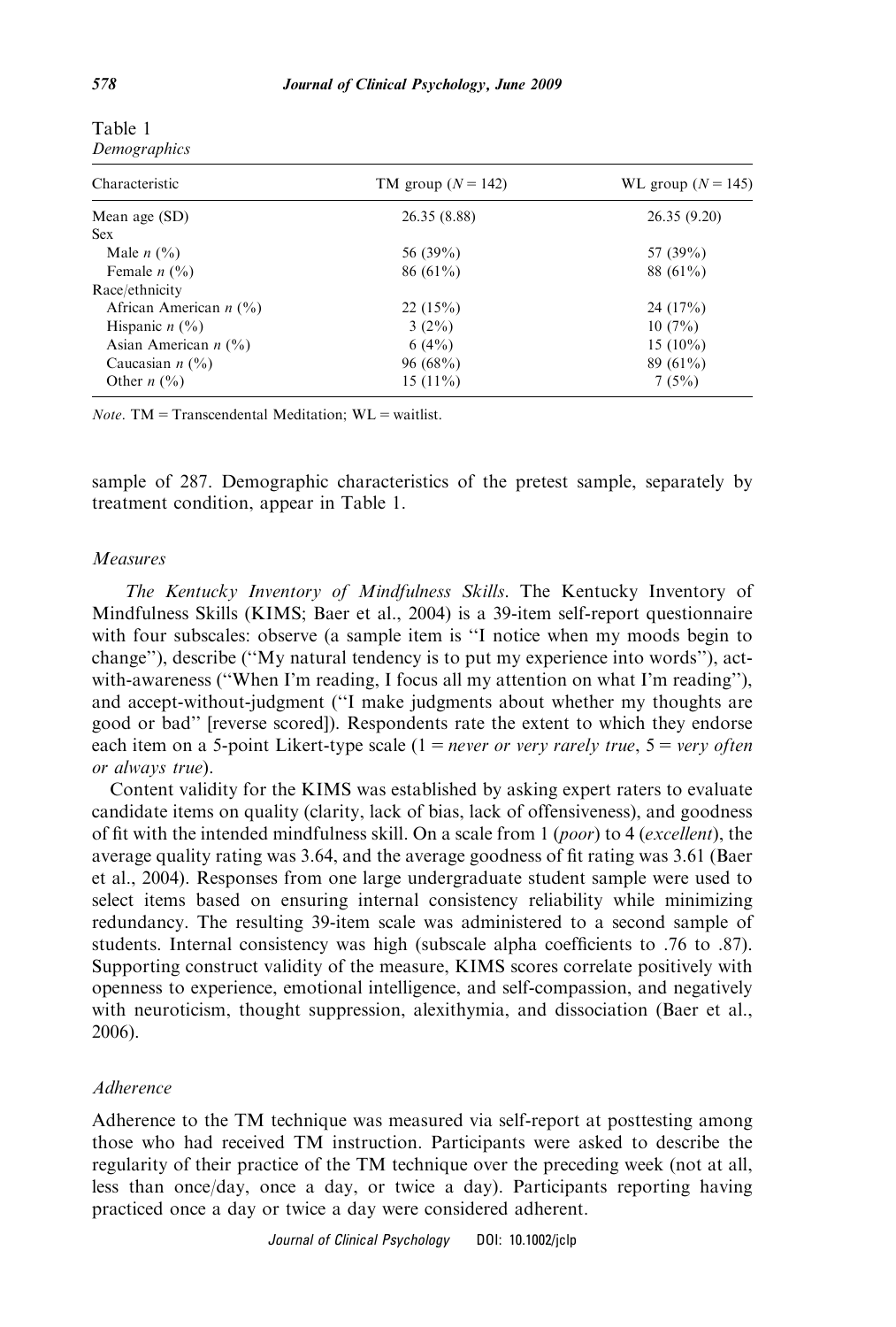Table 1
*Demographics*

| Characteristic | TM group ($N = 142$) | WL group ($N = 145$) |
|---|---|---|
| Mean age (SD) | 26.35 (8.88) | 26.35 (9.20) |
| Sex | | |
| Male *n* (%) | 56 (39%) | 57 (39%) |
| Female *n* (%) | 86 (61%) | 88 (61%) |
| Race/ethnicity | | |
| African American *n* (%) | 22 (15%) | 24 (17%) |
| Hispanic *n* (%) | 3 (2%) | 10 (7%) |
| Asian American *n* (%) | 6 (4%) | 15 (10%) |
| Caucasian *n* (%) | 96 (68%) | 89 (61%) |
| Other *n* (%) | 15 (11%) | 7 (5%) |

*Note*. TM = Transcendental Meditation; WL = waitlist.

sample of 287. Demographic characteristics of the pretest sample, separately by treatment condition, appear in Table 1.

### *Measures*

*The Kentucky Inventory of Mindfulness Skills*. The Kentucky Inventory of Mindfulness Skills (KIMS; Baer et al., 2004) is a 39-item self-report questionnaire with four subscales: observe (a sample item is "I notice when my moods begin to change"), describe ("My natural tendency is to put my experience into words"), act-with-awareness ("When I'm reading, I focus all my attention on what I'm reading"), and accept-without-judgment ("I make judgments about whether my thoughts are good or bad" [reverse scored]). Respondents rate the extent to which they endorse each item on a 5-point Likert-type scale (1 = *never or very rarely true*, 5 = *very often or always true*).

Content validity for the KIMS was established by asking expert raters to evaluate candidate items on quality (clarity, lack of bias, lack of offensiveness), and goodness of fit with the intended mindfulness skill. On a scale from 1 (*poor*) to 4 (*excellent*), the average quality rating was 3.64, and the average goodness of fit rating was 3.61 (Baer et al., 2004). Responses from one large undergraduate student sample were used to select items based on ensuring internal consistency reliability while minimizing redundancy. The resulting 39-item scale was administered to a second sample of students. Internal consistency was high (subscale alpha coefficients to .76 to .87). Supporting construct validity of the measure, KIMS scores correlate positively with openness to experience, emotional intelligence, and self-compassion, and negatively with neuroticism, thought suppression, alexithymia, and dissociation (Baer et al., 2006).

### *Adherence*

Adherence to the TM technique was measured via self-report at posttesting among those who had received TM instruction. Participants were asked to describe the regularity of their practice of the TM technique over the preceding week (not at all, less than once/day, once a day, or twice a day). Participants reporting having practiced once a day or twice a day were considered adherent.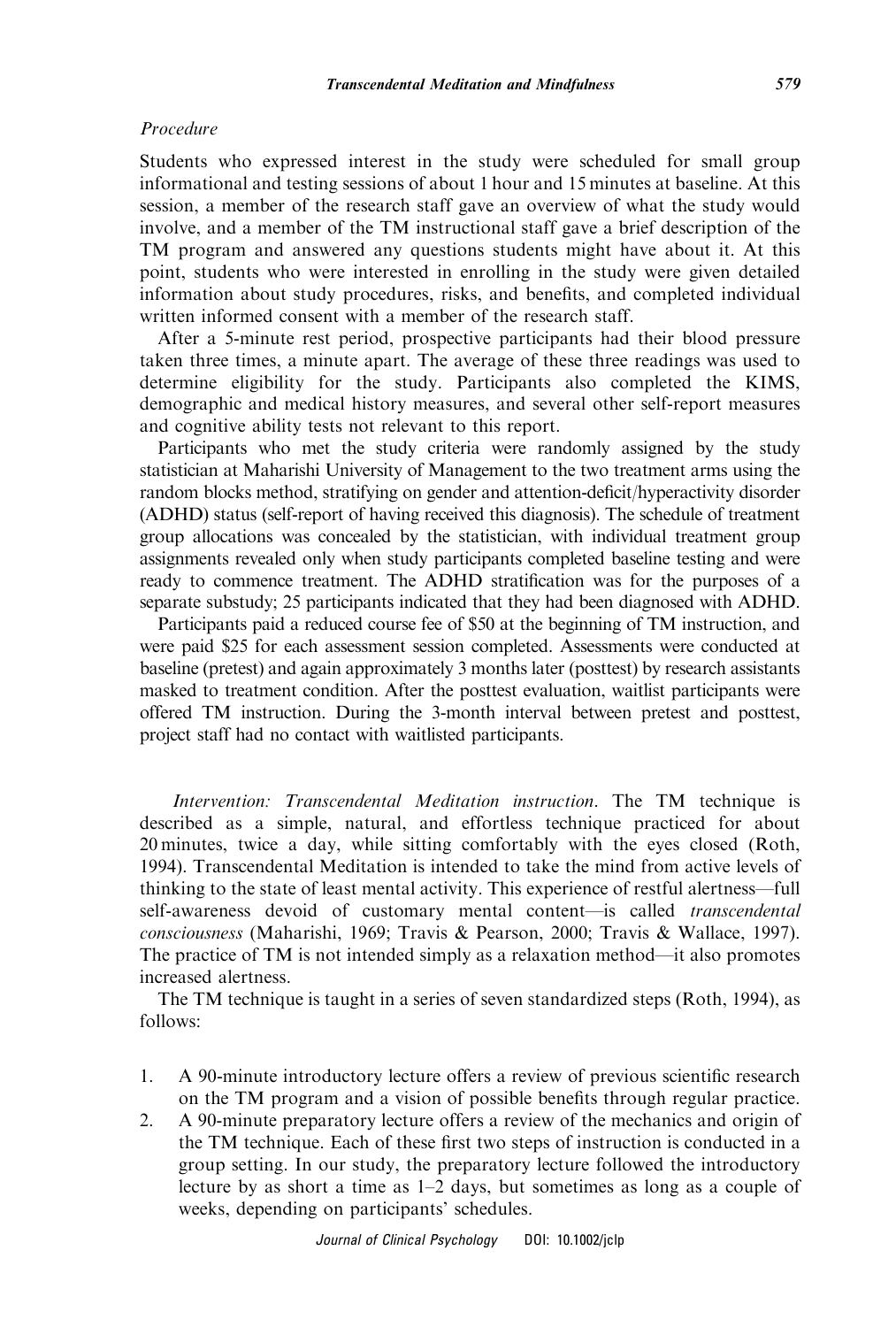### Procedure

Students who expressed interest in the study were scheduled for small group informational and testing sessions of about 1 hour and 15 minutes at baseline. At this session, a member of the research staff gave an overview of what the study would involve, and a member of the TM instructional staff gave a brief description of the TM program and answered any questions students might have about it. At this point, students who were interested in enrolling in the study were given detailed information about study procedures, risks, and benefits, and completed individual written informed consent with a member of the research staff.

After a 5-minute rest period, prospective participants had their blood pressure taken three times, a minute apart. The average of these three readings was used to determine eligibility for the study. Participants also completed the KIMS, demographic and medical history measures, and several other self-report measures and cognitive ability tests not relevant to this report.

Participants who met the study criteria were randomly assigned by the study statistician at Maharishi University of Management to the two treatment arms using the random blocks method, stratifying on gender and attention-deficit/hyperactivity disorder (ADHD) status (self-report of having received this diagnosis). The schedule of treatment group allocations was concealed by the statistician, with individual treatment group assignments revealed only when study participants completed baseline testing and were ready to commence treatment. The ADHD stratification was for the purposes of a separate substudy; 25 participants indicated that they had been diagnosed with ADHD.

Participants paid a reduced course fee of $50 at the beginning of TM instruction, and were paid $25 for each assessment session completed. Assessments were conducted at baseline (pretest) and again approximately 3 months later (posttest) by research assistants masked to treatment condition. After the posttest evaluation, waitlist participants were offered TM instruction. During the 3-month interval between pretest and posttest, project staff had no contact with waitlisted participants.

*Intervention: Transcendental Meditation instruction*. The TM technique is described as a simple, natural, and effortless technique practiced for about 20 minutes, twice a day, while sitting comfortably with the eyes closed (Roth, 1994). Transcendental Meditation is intended to take the mind from active levels of thinking to the state of least mental activity. This experience of restful alertness—full self-awareness devoid of customary mental content—is called *transcendental consciousness* (Maharishi, 1969; Travis & Pearson, 2000; Travis & Wallace, 1997). The practice of TM is not intended simply as a relaxation method—it also promotes increased alertness.

The TM technique is taught in a series of seven standardized steps (Roth, 1994), as follows:

1. A 90-minute introductory lecture offers a review of previous scientific research on the TM program and a vision of possible benefits through regular practice.
2. A 90-minute preparatory lecture offers a review of the mechanics and origin of the TM technique. Each of these first two steps of instruction is conducted in a group setting. In our study, the preparatory lecture followed the introductory lecture by as short a time as 1–2 days, but sometimes as long as a couple of weeks, depending on participants' schedules.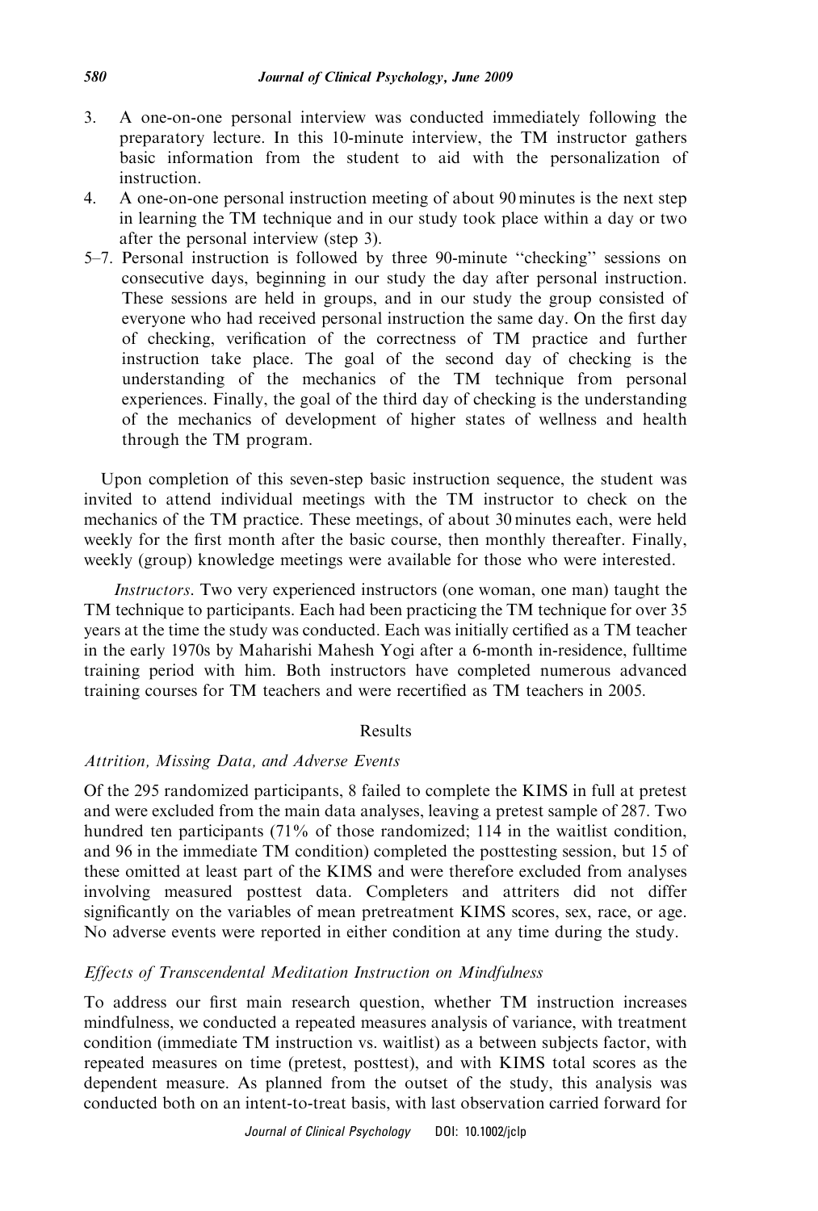3. A one-on-one personal interview was conducted immediately following the preparatory lecture. In this 10-minute interview, the TM instructor gathers basic information from the student to aid with the personalization of instruction.
4. A one-on-one personal instruction meeting of about 90 minutes is the next step in learning the TM technique and in our study took place within a day or two after the personal interview (step 3).

5–7. Personal instruction is followed by three 90-minute "checking" sessions on consecutive days, beginning in our study the day after personal instruction. These sessions are held in groups, and in our study the group consisted of everyone who had received personal instruction the same day. On the first day of checking, verification of the correctness of TM practice and further instruction take place. The goal of the second day of checking is the understanding of the mechanics of the TM technique from personal experiences. Finally, the goal of the third day of checking is the understanding of the mechanics of development of higher states of wellness and health through the TM program.

Upon completion of this seven-step basic instruction sequence, the student was invited to attend individual meetings with the TM instructor to check on the mechanics of the TM practice. These meetings, of about 30 minutes each, were held weekly for the first month after the basic course, then monthly thereafter. Finally, weekly (group) knowledge meetings were available for those who were interested.

*Instructors*. Two very experienced instructors (one woman, one man) taught the TM technique to participants. Each had been practicing the TM technique for over 35 years at the time the study was conducted. Each was initially certified as a TM teacher in the early 1970s by Maharishi Mahesh Yogi after a 6-month in-residence, fulltime training period with him. Both instructors have completed numerous advanced training courses for TM teachers and were recertified as TM teachers in 2005.

## Results

### *Attrition, Missing Data, and Adverse Events*

Of the 295 randomized participants, 8 failed to complete the KIMS in full at pretest and were excluded from the main data analyses, leaving a pretest sample of 287. Two hundred ten participants (71% of those randomized; 114 in the waitlist condition, and 96 in the immediate TM condition) completed the posttesting session, but 15 of these omitted at least part of the KIMS and were therefore excluded from analyses involving measured posttest data. Completers and attriters did not differ significantly on the variables of mean pretreatment KIMS scores, sex, race, or age. No adverse events were reported in either condition at any time during the study.

### *Effects of Transcendental Meditation Instruction on Mindfulness*

To address our first main research question, whether TM instruction increases mindfulness, we conducted a repeated measures analysis of variance, with treatment condition (immediate TM instruction vs. waitlist) as a between subjects factor, with repeated measures on time (pretest, posttest), and with KIMS total scores as the dependent measure. As planned from the outset of the study, this analysis was conducted both on an intent-to-treat basis, with last observation carried forward for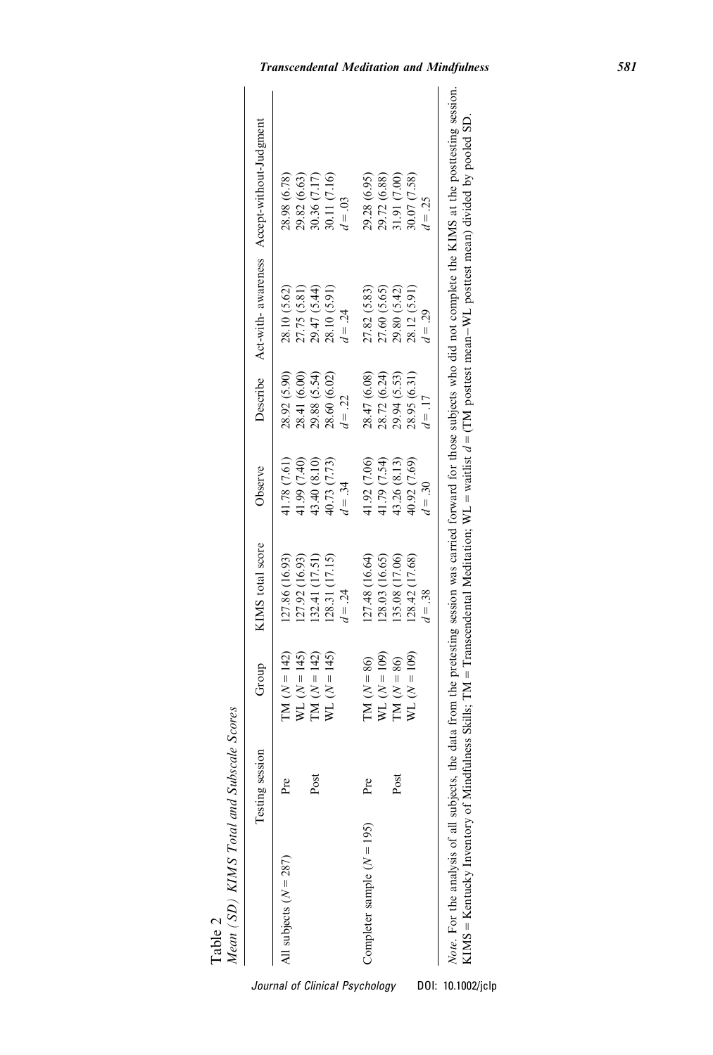Table 2
*Mean (SD) KIMS Total and Subscale Scores*

| | Testing session | Group | KIMS total score | Observe | Describe | Act-with- awareness | Accept-without-Judgment |
|---|---|---|---|---|---|---|---|
| All subjects ($N = 287$) | Pre | TM ($N = 142$) | 127.86 (16.93) | 41.78 (7.61) | 28.92 (5.90) | 28.10 (5.62) | 28.98 (6.78) |
| | | WL ($N = 145$) | 127.92 (16.93) | 41.99 (7.40) | 28.41 (6.00) | 27.75 (5.81) | 29.82 (6.63) |
| | Post | TM ($N = 142$) | 132.41 (17.51) | 43.40 (8.10) | 29.88 (5.54) | 29.47 (5.44) | 30.36 (7.17) |
| | | WL ($N = 145$) | 128.31 (17.15) | 40.73 (7.73) | 28.60 (6.02) | 28.10 (5.91) | 30.11 (7.16) |
| | | | $d = .24$ | $d = .34$ | $d = .22$ | $d = .24$ | $d = .03$ |
| Completer sample ($N = 195$) | Pre | TM ($N = 86$) | 127.48 (16.64) | 41.92 (7.06) | 28.47 (6.08) | 27.82 (5.83) | 29.28 (6.95) |
| | | WL ($N = 109$) | 128.03 (16.65) | 41.79 (7.54) | 28.72 (6.24) | 27.60 (5.65) | 29.72 (6.88) |
| | Post | TM ($N = 86$) | 135.08 (17.06) | 43.26 (8.13) | 29.94 (5.53) | 29.80 (5.42) | 31.91 (7.00) |
| | | WL ($N = 109$) | 128.42 (17.68) | 40.92 (7.69) | 28.95 (6.31) | 28.12 (5.91) | 30.07 (7.58) |
| | | | $d = .38$ | $d = .30$ | $d = .17$ | $d = .29$ | $d = .25$ |

*Note*. For the analysis of all subjects, the data from the pretesting session was carried forward for those subjects who did not complete the KIMS at the posttesting session. KIMS = Kentucky Inventory of Mindfulness Skills; TM = Transcendental Meditation; WL = waitlist $d$ = (TM posttest mean−WL posttest mean) divided by pooled SD.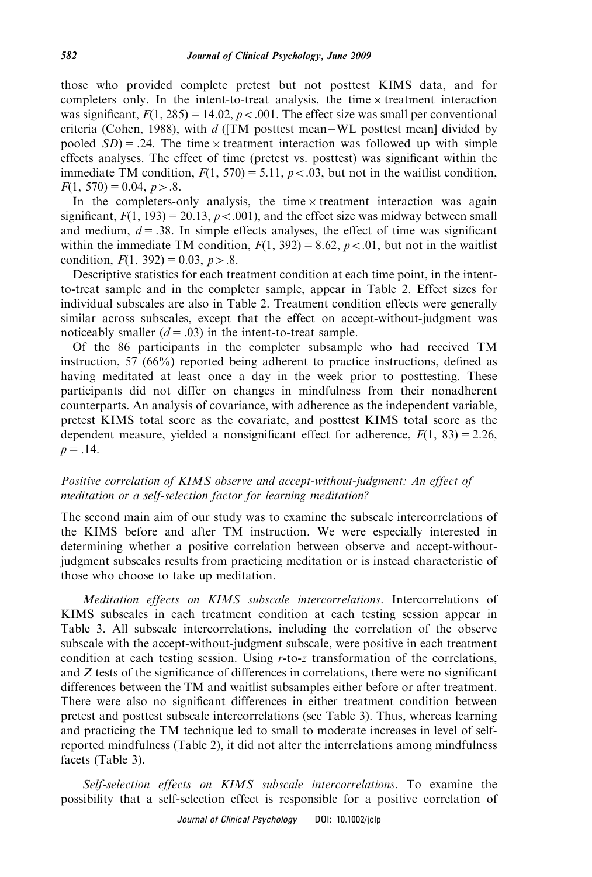those who provided complete pretest but not posttest KIMS data, and for completers only. In the intent-to-treat analysis, the time × treatment interaction was significant, $F(1, 285) = 14.02$, $p < .001$. The effect size was small per conventional criteria (Cohen, 1988), with $d$ ([TM posttest mean−WL posttest mean] divided by pooled $SD$) = .24. The time × treatment interaction was followed up with simple effects analyses. The effect of time (pretest vs. posttest) was significant within the immediate TM condition, $F(1, 570) = 5.11$, $p < .03$, but not in the waitlist condition, $F(1, 570) = 0.04$, $p > .8$.

In the completers-only analysis, the time × treatment interaction was again significant, $F(1, 193) = 20.13$, $p < .001$), and the effect size was midway between small and medium, $d = .38$. In simple effects analyses, the effect of time was significant within the immediate TM condition, $F(1, 392) = 8.62$, $p < .01$, but not in the waitlist condition, $F(1, 392) = 0.03$, $p > .8$.

Descriptive statistics for each treatment condition at each time point, in the intent-to-treat sample and in the completer sample, appear in Table 2. Effect sizes for individual subscales are also in Table 2. Treatment condition effects were generally similar across subscales, except that the effect on accept-without-judgment was noticeably smaller ($d = .03$) in the intent-to-treat sample.

Of the 86 participants in the completer subsample who had received TM instruction, 57 (66%) reported being adherent to practice instructions, defined as having meditated at least once a day in the week prior to posttesting. These participants did not differ on changes in mindfulness from their nonadherent counterparts. An analysis of covariance, with adherence as the independent variable, pretest KIMS total score as the covariate, and posttest KIMS total score as the dependent measure, yielded a nonsignificant effect for adherence, $F(1, 83) = 2.26$, $p = .14$.

### *Positive correlation of KIMS observe and accept-without-judgment: An effect of meditation or a self-selection factor for learning meditation?*

The second main aim of our study was to examine the subscale intercorrelations of the KIMS before and after TM instruction. We were especially interested in determining whether a positive correlation between observe and accept-without-judgment subscales results from practicing meditation or is instead characteristic of those who choose to take up meditation.

*Meditation effects on KIMS subscale intercorrelations*. Intercorrelations of KIMS subscales in each treatment condition at each testing session appear in Table 3. All subscale intercorrelations, including the correlation of the observe subscale with the accept-without-judgment subscale, were positive in each treatment condition at each testing session. Using $r$-to-$z$ transformation of the correlations, and $Z$ tests of the significance of differences in correlations, there were no significant differences between the TM and waitlist subsamples either before or after treatment. There were also no significant differences in either treatment condition between pretest and posttest subscale intercorrelations (see Table 3). Thus, whereas learning and practicing the TM technique led to small to moderate increases in level of self-reported mindfulness (Table 2), it did not alter the interrelations among mindfulness facets (Table 3).

*Self-selection effects on KIMS subscale intercorrelations*. To examine the possibility that a self-selection effect is responsible for a positive correlation of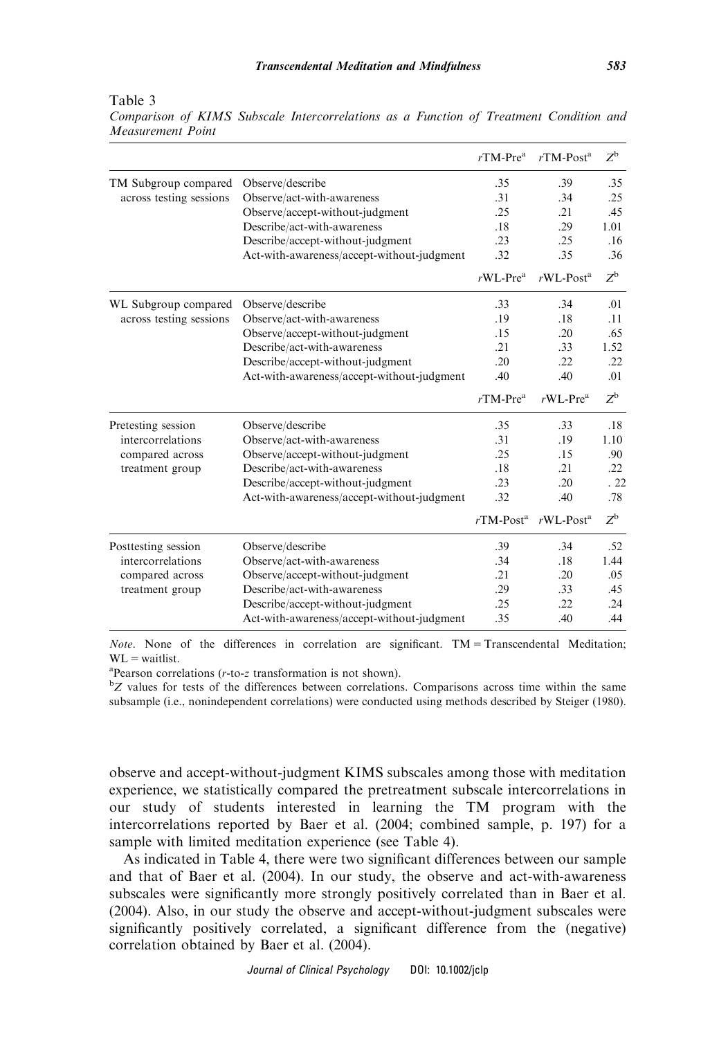Table 3

*Comparison of KIMS Subscale Intercorrelations as a Function of Treatment Condition and Measurement Point*

| | | $r$TM-Pre[a] | $r$TM-Post[a] | $Z$[b] |
|---|---|---|---|---|
| TM Subgroup compared across testing sessions | Observe/describe | .35 | .39 | .35 |
| | Observe/act-with-awareness | .31 | .34 | .25 |
| | Observe/accept-without-judgment | .25 | .21 | .45 |
| | Describe/act-with-awareness | .18 | .29 | 1.01 |
| | Describe/accept-without-judgment | .23 | .25 | .16 |
| | Act-with-awareness/accept-without-judgment | .32 | .35 | .36 |
| | | $r$WL-Pre[a] | $r$WL-Post[a] | $Z$[b] |
| WL Subgroup compared across testing sessions | Observe/describe | .33 | .34 | .01 |
| | Observe/act-with-awareness | .19 | .18 | .11 |
| | Observe/accept-without-judgment | .15 | .20 | .65 |
| | Describe/act-with-awareness | .21 | .33 | 1.52 |
| | Describe/accept-without-judgment | .20 | .22 | .22 |
| | Act-with-awareness/accept-without-judgment | .40 | .40 | .01 |
| | | $r$TM-Pre[a] | $r$WL-Pre[a] | $Z$[b] |
| Pretesting session intercorrelations compared across treatment group | Observe/describe | .35 | .33 | .18 |
| | Observe/act-with-awareness | .31 | .19 | 1.10 |
| | Observe/accept-without-judgment | .25 | .15 | .90 |
| | Describe/act-with-awareness | .18 | .21 | .22 |
| | Describe/accept-without-judgment | .23 | .20 | .22 |
| | Act-with-awareness/accept-without-judgment | .32 | .40 | .78 |
| | | $r$TM-Post[a] | $r$WL-Post[a] | $Z$[b] |
| Posttesting session intercorrelations compared across treatment group | Observe/describe | .39 | .34 | .52 |
| | Observe/act-with-awareness | .34 | .18 | 1.44 |
| | Observe/accept-without-judgment | .21 | .20 | .05 |
| | Describe/act-with-awareness | .29 | .33 | .45 |
| | Describe/accept-without-judgment | .25 | .22 | .24 |
| | Act-with-awareness/accept-without-judgment | .35 | .40 | .44 |

*Note*. None of the differences in correlation are significant. TM = Transcendental Meditation; WL = waitlist.

[a]Pearson correlations ($r$-to-$z$ transformation is not shown).

[b]$Z$ values for tests of the differences between correlations. Comparisons across time within the same subsample (i.e., nonindependent correlations) were conducted using methods described by Steiger (1980).

observe and accept-without-judgment KIMS subscales among those with meditation experience, we statistically compared the pretreatment subscale intercorrelations in our study of students interested in learning the TM program with the intercorrelations reported by Baer et al. (2004; combined sample, p. 197) for a sample with limited meditation experience (see Table 4).

As indicated in Table 4, there were two significant differences between our sample and that of Baer et al. (2004). In our study, the observe and act-with-awareness subscales were significantly more strongly positively correlated than in Baer et al. (2004). Also, in our study the observe and accept-without-judgment subscales were significantly positively correlated, a significant difference from the (negative) correlation obtained by Baer et al. (2004).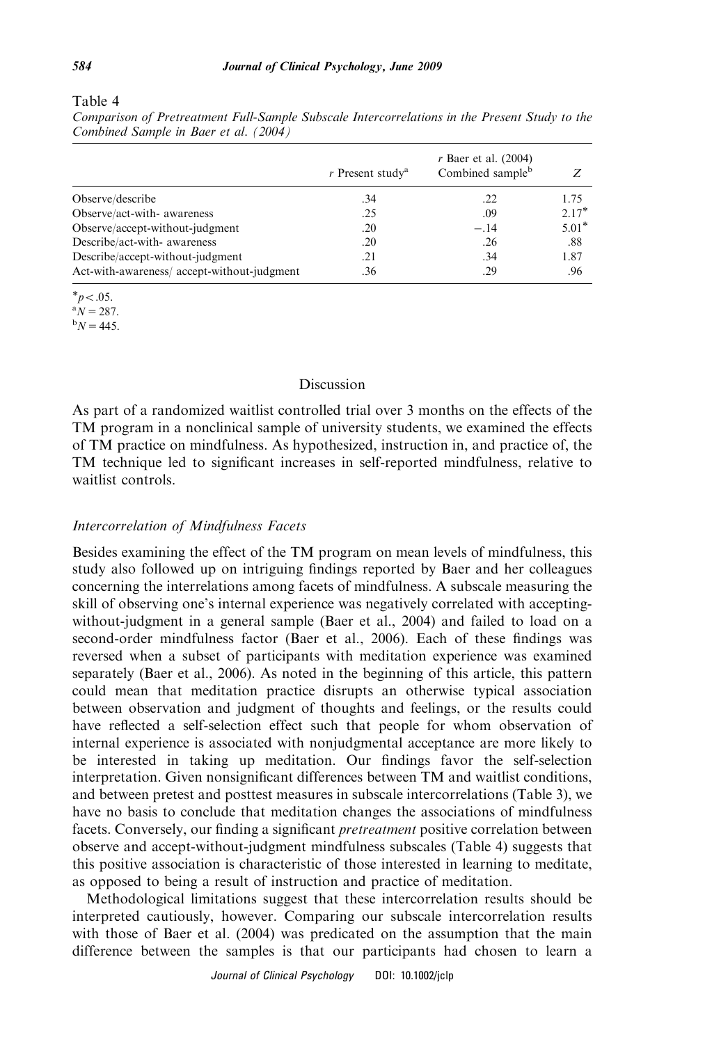Table 4

*Comparison of Pretreatment Full-Sample Subscale Intercorrelations in the Present Study to the Combined Sample in Baer et al. (2004)*

| | $r$ Present study[a] | $r$ Baer et al. (2004) Combined sample[b] | $Z$ |
|---|---|---|---|
| Observe/describe | .34 | .22 | 1.75 |
| Observe/act-with- awareness | .25 | .09 | 2.17* |
| Observe/accept-without-judgment | .20 | −.14 | 5.01* |
| Describe/act-with- awareness | .20 | .26 | .88 |
| Describe/accept-without-judgment | .21 | .34 | 1.87 |
| Act-with-awareness/ accept-without-judgment | .36 | .29 | .96 |

*$p < .05$.
[a]$N = 287$.
[b]$N = 445$.

## Discussion

As part of a randomized waitlist controlled trial over 3 months on the effects of the TM program in a nonclinical sample of university students, we examined the effects of TM practice on mindfulness. As hypothesized, instruction in, and practice of, the TM technique led to significant increases in self-reported mindfulness, relative to waitlist controls.

### *Intercorrelation of Mindfulness Facets*

Besides examining the effect of the TM program on mean levels of mindfulness, this study also followed up on intriguing findings reported by Baer and her colleagues concerning the interrelations among facets of mindfulness. A subscale measuring the skill of observing one's internal experience was negatively correlated with accepting-without-judgment in a general sample (Baer et al., 2004) and failed to load on a second-order mindfulness factor (Baer et al., 2006). Each of these findings was reversed when a subset of participants with meditation experience was examined separately (Baer et al., 2006). As noted in the beginning of this article, this pattern could mean that meditation practice disrupts an otherwise typical association between observation and judgment of thoughts and feelings, or the results could have reflected a self-selection effect such that people for whom observation of internal experience is associated with nonjudgmental acceptance are more likely to be interested in taking up meditation. Our findings favor the self-selection interpretation. Given nonsignificant differences between TM and waitlist conditions, and between pretest and posttest measures in subscale intercorrelations (Table 3), we have no basis to conclude that meditation changes the associations of mindfulness facets. Conversely, our finding a significant *pretreatment* positive correlation between observe and accept-without-judgment mindfulness subscales (Table 4) suggests that this positive association is characteristic of those interested in learning to meditate, as opposed to being a result of instruction and practice of meditation.

Methodological limitations suggest that these intercorrelation results should be interpreted cautiously, however. Comparing our subscale intercorrelation results with those of Baer et al. (2004) was predicated on the assumption that the main difference between the samples is that our participants had chosen to learn a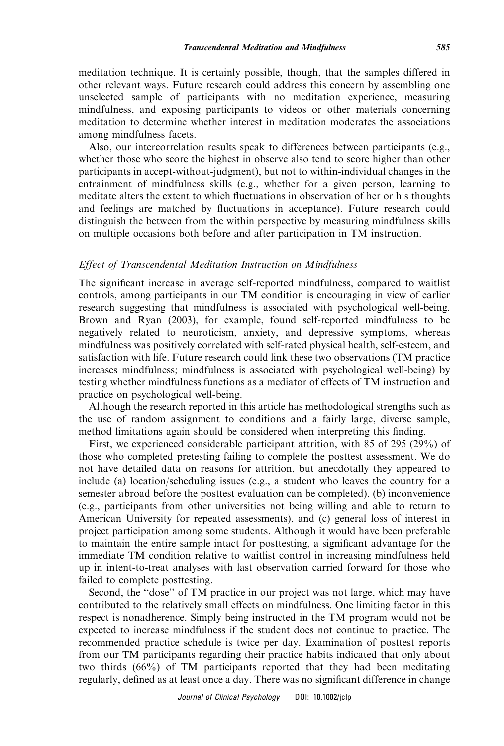meditation technique. It is certainly possible, though, that the samples differed in other relevant ways. Future research could address this concern by assembling one unselected sample of participants with no meditation experience, measuring mindfulness, and exposing participants to videos or other materials concerning meditation to determine whether interest in meditation moderates the associations among mindfulness facets.

Also, our intercorrelation results speak to differences between participants (e.g., whether those who score the highest in observe also tend to score higher than other participants in accept-without-judgment), but not to within-individual changes in the entrainment of mindfulness skills (e.g., whether for a given person, learning to meditate alters the extent to which fluctuations in observation of her or his thoughts and feelings are matched by fluctuations in acceptance). Future research could distinguish the between from the within perspective by measuring mindfulness skills on multiple occasions both before and after participation in TM instruction.

### *Effect of Transcendental Meditation Instruction on Mindfulness*

The significant increase in average self-reported mindfulness, compared to waitlist controls, among participants in our TM condition is encouraging in view of earlier research suggesting that mindfulness is associated with psychological well-being. Brown and Ryan (2003), for example, found self-reported mindfulness to be negatively related to neuroticism, anxiety, and depressive symptoms, whereas mindfulness was positively correlated with self-rated physical health, self-esteem, and satisfaction with life. Future research could link these two observations (TM practice increases mindfulness; mindfulness is associated with psychological well-being) by testing whether mindfulness functions as a mediator of effects of TM instruction and practice on psychological well-being.

Although the research reported in this article has methodological strengths such as the use of random assignment to conditions and a fairly large, diverse sample, method limitations again should be considered when interpreting this finding.

First, we experienced considerable participant attrition, with 85 of 295 (29%) of those who completed pretesting failing to complete the posttest assessment. We do not have detailed data on reasons for attrition, but anecdotally they appeared to include (a) location/scheduling issues (e.g., a student who leaves the country for a semester abroad before the posttest evaluation can be completed), (b) inconvenience (e.g., participants from other universities not being willing and able to return to American University for repeated assessments), and (c) general loss of interest in project participation among some students. Although it would have been preferable to maintain the entire sample intact for posttesting, a significant advantage for the immediate TM condition relative to waitlist control in increasing mindfulness held up in intent-to-treat analyses with last observation carried forward for those who failed to complete posttesting.

Second, the "dose" of TM practice in our project was not large, which may have contributed to the relatively small effects on mindfulness. One limiting factor in this respect is nonadherence. Simply being instructed in the TM program would not be expected to increase mindfulness if the student does not continue to practice. The recommended practice schedule is twice per day. Examination of posttest reports from our TM participants regarding their practice habits indicated that only about two thirds (66%) of TM participants reported that they had been meditating regularly, defined as at least once a day. There was no significant difference in change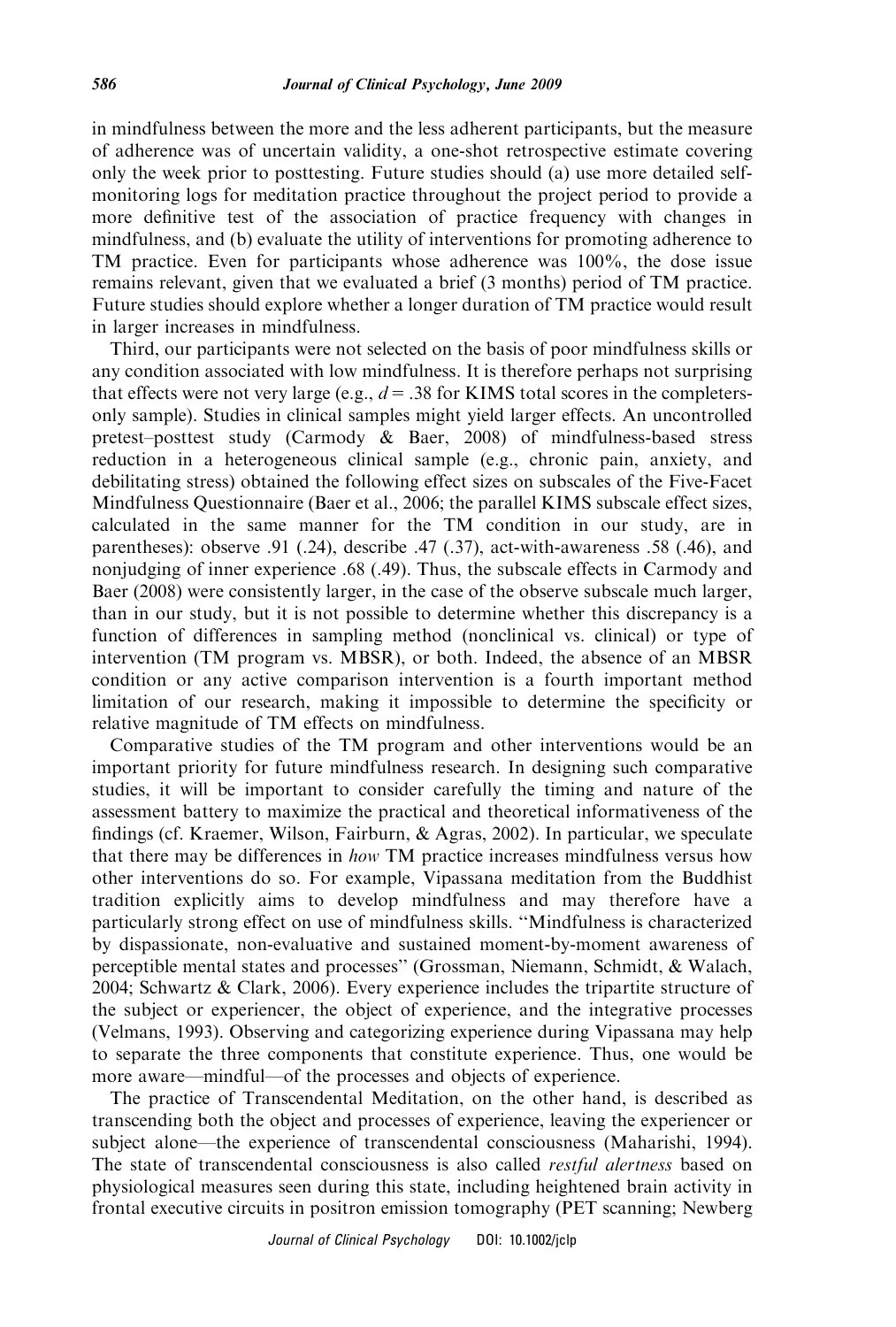in mindfulness between the more and the less adherent participants, but the measure of adherence was of uncertain validity, a one-shot retrospective estimate covering only the week prior to posttesting. Future studies should (a) use more detailed self-monitoring logs for meditation practice throughout the project period to provide a more definitive test of the association of practice frequency with changes in mindfulness, and (b) evaluate the utility of interventions for promoting adherence to TM practice. Even for participants whose adherence was 100%, the dose issue remains relevant, given that we evaluated a brief (3 months) period of TM practice. Future studies should explore whether a longer duration of TM practice would result in larger increases in mindfulness.

Third, our participants were not selected on the basis of poor mindfulness skills or any condition associated with low mindfulness. It is therefore perhaps not surprising that effects were not very large (e.g., $d = .38$ for KIMS total scores in the completers-only sample). Studies in clinical samples might yield larger effects. An uncontrolled pretest–posttest study (Carmody & Baer, 2008) of mindfulness-based stress reduction in a heterogeneous clinical sample (e.g., chronic pain, anxiety, and debilitating stress) obtained the following effect sizes on subscales of the Five-Facet Mindfulness Questionnaire (Baer et al., 2006; the parallel KIMS subscale effect sizes, calculated in the same manner for the TM condition in our study, are in parentheses): observe .91 (.24), describe .47 (.37), act-with-awareness .58 (.46), and nonjudging of inner experience .68 (.49). Thus, the subscale effects in Carmody and Baer (2008) were consistently larger, in the case of the observe subscale much larger, than in our study, but it is not possible to determine whether this discrepancy is a function of differences in sampling method (nonclinical vs. clinical) or type of intervention (TM program vs. MBSR), or both. Indeed, the absence of an MBSR condition or any active comparison intervention is a fourth important method limitation of our research, making it impossible to determine the specificity or relative magnitude of TM effects on mindfulness.

Comparative studies of the TM program and other interventions would be an important priority for future mindfulness research. In designing such comparative studies, it will be important to consider carefully the timing and nature of the assessment battery to maximize the practical and theoretical informativeness of the findings (cf. Kraemer, Wilson, Fairburn, & Agras, 2002). In particular, we speculate that there may be differences in *how* TM practice increases mindfulness versus how other interventions do so. For example, Vipassana meditation from the Buddhist tradition explicitly aims to develop mindfulness and may therefore have a particularly strong effect on use of mindfulness skills. "Mindfulness is characterized by dispassionate, non-evaluative and sustained moment-by-moment awareness of perceptible mental states and processes" (Grossman, Niemann, Schmidt, & Walach, 2004; Schwartz & Clark, 2006). Every experience includes the tripartite structure of the subject or experiencer, the object of experience, and the integrative processes (Velmans, 1993). Observing and categorizing experience during Vipassana may help to separate the three components that constitute experience. Thus, one would be more aware—mindful—of the processes and objects of experience.

The practice of Transcendental Meditation, on the other hand, is described as transcending both the object and processes of experience, leaving the experiencer or subject alone—the experience of transcendental consciousness (Maharishi, 1994). The state of transcendental consciousness is also called *restful alertness* based on physiological measures seen during this state, including heightened brain activity in frontal executive circuits in positron emission tomography (PET scanning; Newberg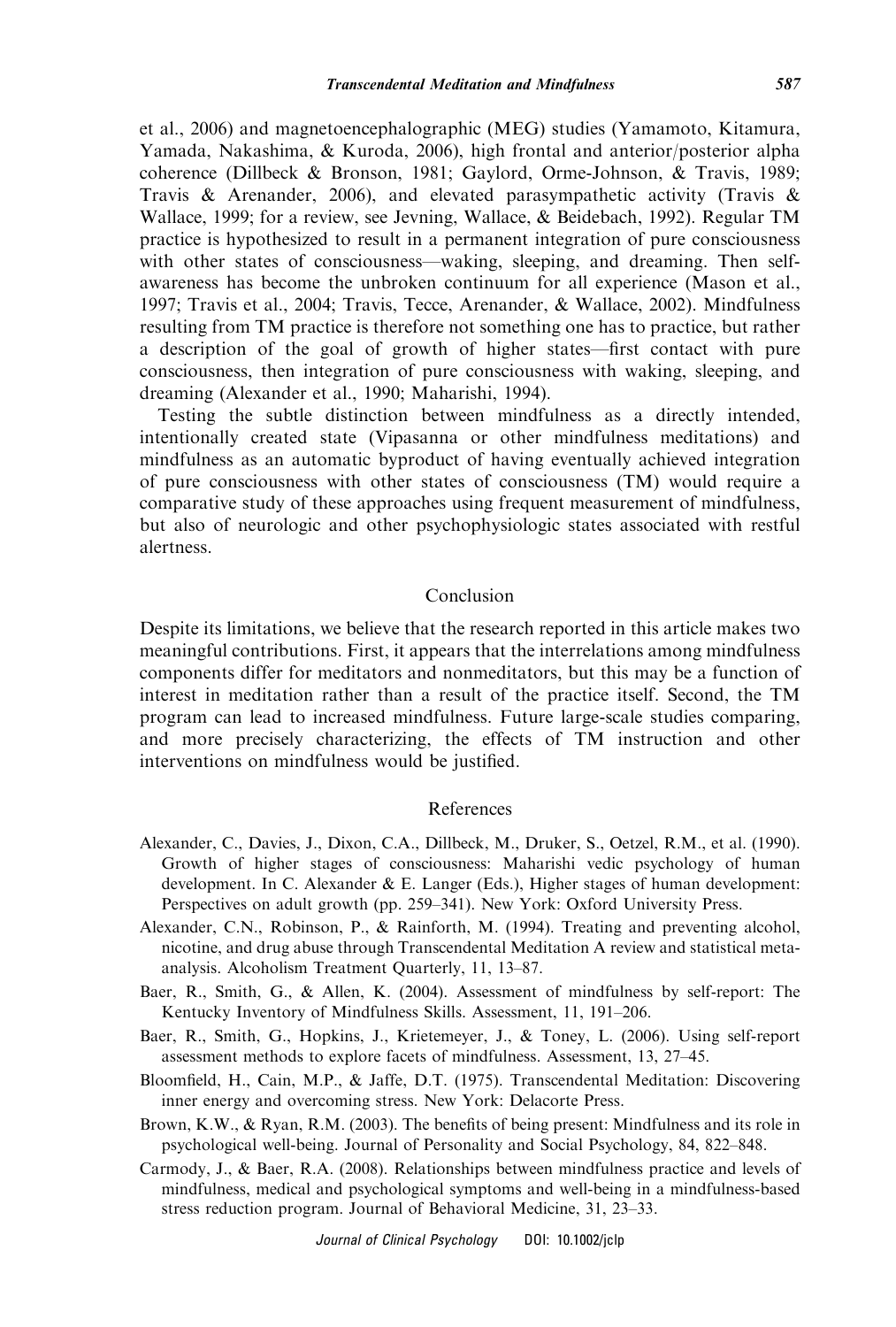et al., 2006) and magnetoencephalographic (MEG) studies (Yamamoto, Kitamura, Yamada, Nakashima, & Kuroda, 2006), high frontal and anterior/posterior alpha coherence (Dillbeck & Bronson, 1981; Gaylord, Orme-Johnson, & Travis, 1989; Travis & Arenander, 2006), and elevated parasympathetic activity (Travis & Wallace, 1999; for a review, see Jevning, Wallace, & Beidebach, 1992). Regular TM practice is hypothesized to result in a permanent integration of pure consciousness with other states of consciousness—waking, sleeping, and dreaming. Then self-awareness has become the unbroken continuum for all experience (Mason et al., 1997; Travis et al., 2004; Travis, Tecce, Arenander, & Wallace, 2002). Mindfulness resulting from TM practice is therefore not something one has to practice, but rather a description of the goal of growth of higher states—first contact with pure consciousness, then integration of pure consciousness with waking, sleeping, and dreaming (Alexander et al., 1990; Maharishi, 1994).

Testing the subtle distinction between mindfulness as a directly intended, intentionally created state (Vipasanna or other mindfulness meditations) and mindfulness as an automatic byproduct of having eventually achieved integration of pure consciousness with other states of consciousness (TM) would require a comparative study of these approaches using frequent measurement of mindfulness, but also of neurologic and other psychophysiologic states associated with restful alertness.

## Conclusion

Despite its limitations, we believe that the research reported in this article makes two meaningful contributions. First, it appears that the interrelations among mindfulness components differ for meditators and nonmeditators, but this may be a function of interest in meditation rather than a result of the practice itself. Second, the TM program can lead to increased mindfulness. Future large-scale studies comparing, and more precisely characterizing, the effects of TM instruction and other interventions on mindfulness would be justified.

## References

Alexander, C., Davies, J., Dixon, C.A., Dillbeck, M., Druker, S., Oetzel, R.M., et al. (1990). Growth of higher stages of consciousness: Maharishi vedic psychology of human development. In C. Alexander & E. Langer (Eds.), Higher stages of human development: Perspectives on adult growth (pp. 259–341). New York: Oxford University Press.

Alexander, C.N., Robinson, P., & Rainforth, M. (1994). Treating and preventing alcohol, nicotine, and drug abuse through Transcendental Meditation A review and statistical meta-analysis. Alcoholism Treatment Quarterly, 11, 13–87.

Baer, R., Smith, G., & Allen, K. (2004). Assessment of mindfulness by self-report: The Kentucky Inventory of Mindfulness Skills. Assessment, 11, 191–206.

Baer, R., Smith, G., Hopkins, J., Krietemeyer, J., & Toney, L. (2006). Using self-report assessment methods to explore facets of mindfulness. Assessment, 13, 27–45.

Bloomfield, H., Cain, M.P., & Jaffe, D.T. (1975). Transcendental Meditation: Discovering inner energy and overcoming stress. New York: Delacorte Press.

Brown, K.W., & Ryan, R.M. (2003). The benefits of being present: Mindfulness and its role in psychological well-being. Journal of Personality and Social Psychology, 84, 822–848.

Carmody, J., & Baer, R.A. (2008). Relationships between mindfulness practice and levels of mindfulness, medical and psychological symptoms and well-being in a mindfulness-based stress reduction program. Journal of Behavioral Medicine, 31, 23–33.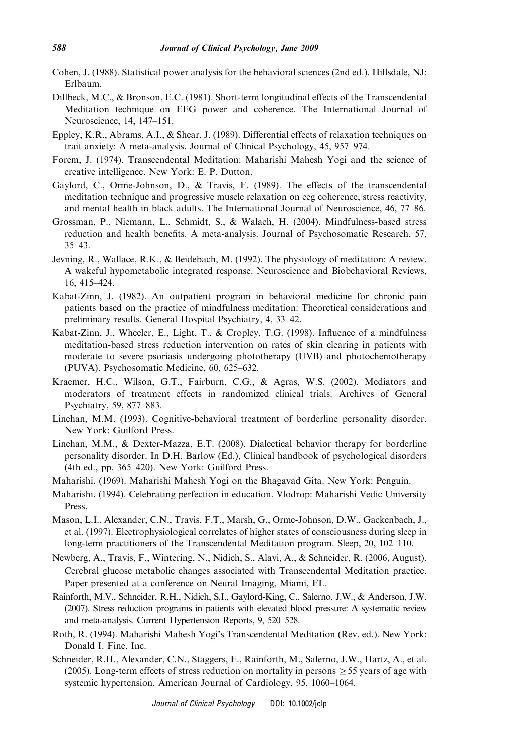Cohen, J. (1988). Statistical power analysis for the behavioral sciences (2nd ed.). Hillsdale, NJ: Erlbaum.

Dillbeck, M.C., & Bronson, E.C. (1981). Short-term longitudinal effects of the Transcendental Meditation technique on EEG power and coherence. The International Journal of Neuroscience, 14, 147–151.

Eppley, K.R., Abrams, A.I., & Shear, J. (1989). Differential effects of relaxation techniques on trait anxiety: A meta-analysis. Journal of Clinical Psychology, 45, 957–974.

Forem, J. (1974). Transcendental Meditation: Maharishi Mahesh Yogi and the science of creative intelligence. New York: E. P. Dutton.

Gaylord, C., Orme-Johnson, D., & Travis, F. (1989). The effects of the transcendental meditation technique and progressive muscle relaxation on eeg coherence, stress reactivity, and mental health in black adults. The International Journal of Neuroscience, 46, 77–86.

Grossman, P., Niemann, L., Schmidt, S., & Walach, H. (2004). Mindfulness-based stress reduction and health benefits. A meta-analysis. Journal of Psychosomatic Research, 57, 35–43.

Jevning, R., Wallace, R.K., & Beidebach, M. (1992). The physiology of meditation: A review. A wakeful hypometabolic integrated response. Neuroscience and Biobehavioral Reviews, 16, 415–424.

Kabat-Zinn, J. (1982). An outpatient program in behavioral medicine for chronic pain patients based on the practice of mindfulness meditation: Theoretical considerations and preliminary results. General Hospital Psychiatry, 4, 33–42.

Kabat-Zinn, J., Wheeler, E., Light, T., & Cropley, T.G. (1998). Influence of a mindfulness meditation-based stress reduction intervention on rates of skin clearing in patients with moderate to severe psoriasis undergoing phototherapy (UVB) and photochemotherapy (PUVA). Psychosomatic Medicine, 60, 625–632.

Kraemer, H.C., Wilson, G.T., Fairburn, C.G., & Agras, W.S. (2002). Mediators and moderators of treatment effects in randomized clinical trials. Archives of General Psychiatry, 59, 877–883.

Linehan, M.M. (1993). Cognitive-behavioral treatment of borderline personality disorder. New York: Guilford Press.

Linehan, M.M., & Dexter-Mazza, E.T. (2008). Dialectical behavior therapy for borderline personality disorder. In D.H. Barlow (Ed.), Clinical handbook of psychological disorders (4th ed., pp. 365–420). New York: Guilford Press.

Maharishi. (1969). Maharishi Mahesh Yogi on the Bhagavad Gita. New York: Penguin.

Maharishi. (1994). Celebrating perfection in education. Vlodrop: Maharishi Vedic University Press.

Mason, L.I., Alexander, C.N., Travis, F.T., Marsh, G., Orme-Johnson, D.W., Gackenbach, J., et al. (1997). Electrophysiological correlates of higher states of consciousness during sleep in long-term practitioners of the Transcendental Meditation program. Sleep, 20, 102–110.

Newberg, A., Travis, F., Wintering, N., Nidich, S., Alavi, A., & Schneider, R. (2006, August). Cerebral glucose metabolic changes associated with Transcendental Meditation practice. Paper presented at a conference on Neural Imaging, Miami, FL.

Rainforth, M.V., Schneider, R.H., Nidich, S.I., Gaylord-King, C., Salerno, J.W., & Anderson, J.W. (2007). Stress reduction programs in patients with elevated blood pressure: A systematic review and meta-analysis. Current Hypertension Reports, 9, 520–528.

Roth, R. (1994). Maharishi Mahesh Yogi's Transcendental Meditation (Rev. ed.). New York: Donald I. Fine, Inc.

Schneider, R.H., Alexander, C.N., Staggers, F., Rainforth, M., Salerno, J.W., Hartz, A., et al. (2005). Long-term effects of stress reduction on mortality in persons $\geq 55$ years of age with systemic hypertension. American Journal of Cardiology, 95, 1060–1064.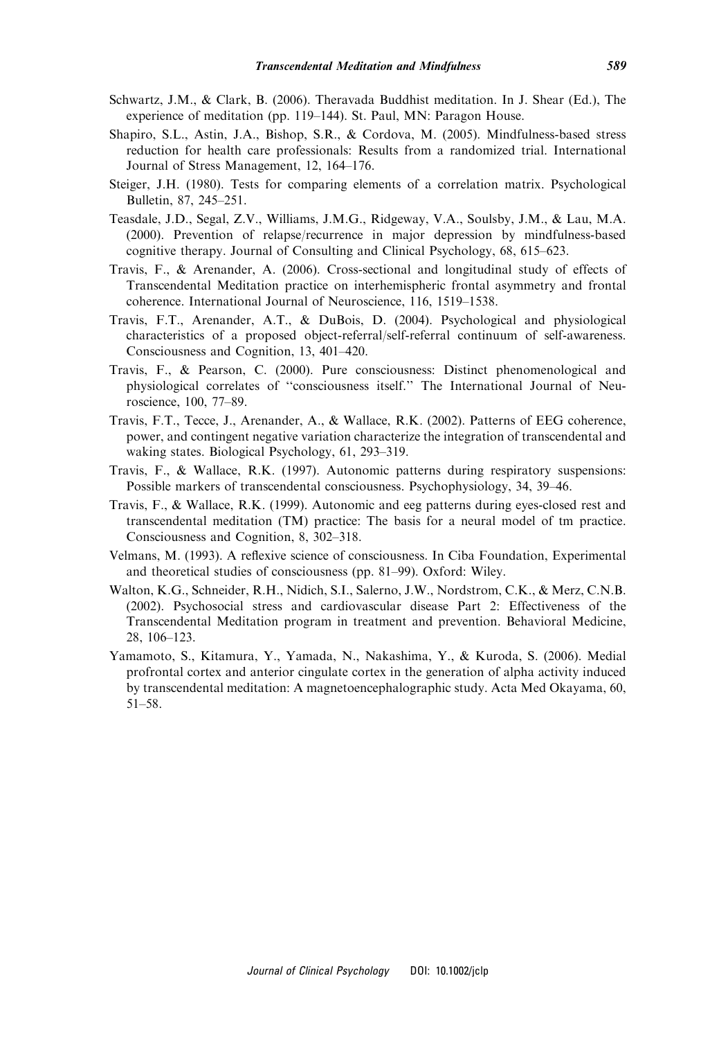Schwartz, J.M., & Clark, B. (2006). Theravada Buddhist meditation. In J. Shear (Ed.), The experience of meditation (pp. 119–144). St. Paul, MN: Paragon House.

Shapiro, S.L., Astin, J.A., Bishop, S.R., & Cordova, M. (2005). Mindfulness-based stress reduction for health care professionals: Results from a randomized trial. International Journal of Stress Management, 12, 164–176.

Steiger, J.H. (1980). Tests for comparing elements of a correlation matrix. Psychological Bulletin, 87, 245–251.

Teasdale, J.D., Segal, Z.V., Williams, J.M.G., Ridgeway, V.A., Soulsby, J.M., & Lau, M.A. (2000). Prevention of relapse/recurrence in major depression by mindfulness-based cognitive therapy. Journal of Consulting and Clinical Psychology, 68, 615–623.

Travis, F., & Arenander, A. (2006). Cross-sectional and longitudinal study of effects of Transcendental Meditation practice on interhemispheric frontal asymmetry and frontal coherence. International Journal of Neuroscience, 116, 1519–1538.

Travis, F.T., Arenander, A.T., & DuBois, D. (2004). Psychological and physiological characteristics of a proposed object-referral/self-referral continuum of self-awareness. Consciousness and Cognition, 13, 401–420.

Travis, F., & Pearson, C. (2000). Pure consciousness: Distinct phenomenological and physiological correlates of "consciousness itself." The International Journal of Neuroscience, 100, 77–89.

Travis, F.T., Tecce, J., Arenander, A., & Wallace, R.K. (2002). Patterns of EEG coherence, power, and contingent negative variation characterize the integration of transcendental and waking states. Biological Psychology, 61, 293–319.

Travis, F., & Wallace, R.K. (1997). Autonomic patterns during respiratory suspensions: Possible markers of transcendental consciousness. Psychophysiology, 34, 39–46.

Travis, F., & Wallace, R.K. (1999). Autonomic and eeg patterns during eyes-closed rest and transcendental meditation (TM) practice: The basis for a neural model of tm practice. Consciousness and Cognition, 8, 302–318.

Velmans, M. (1993). A reflexive science of consciousness. In Ciba Foundation, Experimental and theoretical studies of consciousness (pp. 81–99). Oxford: Wiley.

Walton, K.G., Schneider, R.H., Nidich, S.I., Salerno, J.W., Nordstrom, C.K., & Merz, C.N.B. (2002). Psychosocial stress and cardiovascular disease Part 2: Effectiveness of the Transcendental Meditation program in treatment and prevention. Behavioral Medicine, 28, 106–123.

Yamamoto, S., Kitamura, Y., Yamada, N., Nakashima, Y., & Kuroda, S. (2006). Medial profrontal cortex and anterior cingulate cortex in the generation of alpha activity induced by transcendental meditation: A magnetoencephalographic study. Acta Med Okayama, 60, 51–58.